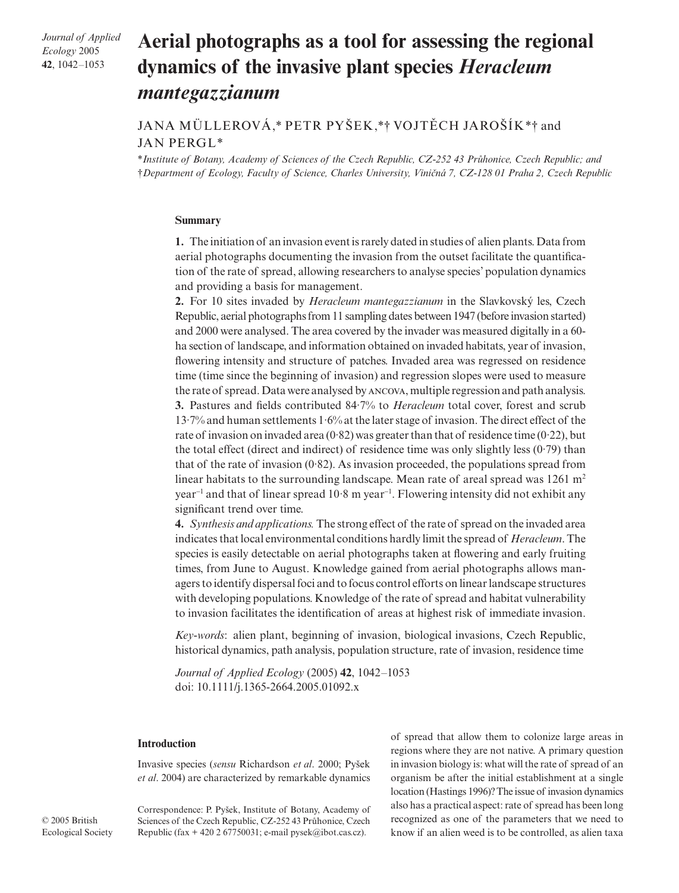# Aerial photographs as a tool for assessing the regional dynamics of the invasive plant species *Heracleum mantegazzianum*

JANA MÜLLEROVÁ,* PETR PYŠEK,*† VOJTĚCH JAROŠÍK*† and JAN PERGL*

*Institute of Botany, Academy of Sciences of the Czech Republic, CZ-252 43 Průhonice, Czech Republic; and †Department of Ecology, Faculty of Science, Charles University, Viničná 7, CZ-128 01 Praha 2, Czech Republic*

## Summary

**1.** The initiation of an invasion event is rarely dated in studies of alien plants. Data from aerial photographs documenting the invasion from the outset facilitate the quantification of the rate of spread, allowing researchers to analyse species' population dynamics and providing a basis for management.

**2.** For 10 sites invaded by *Heracleum mantegazzianum* in the Slavkovský les, Czech Republic, aerial photographs from 11 sampling dates between 1947 (before invasion started) and 2000 were analysed. The area covered by the invader was measured digitally in a 60-ha section of landscape, and information obtained on invaded habitats, year of invasion, flowering intensity and structure of patches. Invaded area was regressed on residence time (time since the beginning of invasion) and regression slopes were used to measure the rate of spread. Data were analysed by ANCOVA, multiple regression and path analysis.

**3.** Pastures and fields contributed 84·7% to *Heracleum* total cover, forest and scrub 13·7% and human settlements 1·6% at the later stage of invasion. The direct effect of the rate of invasion on invaded area (0·82) was greater than that of residence time (0·22), but the total effect (direct and indirect) of residence time was only slightly less (0·79) than that of the rate of invasion (0·82). As invasion proceeded, the populations spread from linear habitats to the surrounding landscape. Mean rate of areal spread was 1261 $m^2$ $year^{-1}$ and that of linear spread 10·8 m $year^{-1}$. Flowering intensity did not exhibit any significant trend over time.

**4.** *Synthesis and applications.* The strong effect of the rate of spread on the invaded area indicates that local environmental conditions hardly limit the spread of *Heracleum*. The species is easily detectable on aerial photographs taken at flowering and early fruiting times, from June to August. Knowledge gained from aerial photographs allows managers to identify dispersal foci and to focus control efforts on linear landscape structures with developing populations. Knowledge of the rate of spread and habitat vulnerability to invasion facilitates the identification of areas at highest risk of immediate invasion.

*Key-words*: alien plant, beginning of invasion, biological invasions, Czech Republic, historical dynamics, path analysis, population structure, rate of invasion, residence time

*Journal of Applied Ecology* (2005) **42**, 1042–1053
doi: 10.1111/j.1365-2664.2005.01092.x

## Introduction

Invasive species (*sensu* Richardson *et al*. 2000; Pyšek *et al*. 2004) are characterized by remarkable dynamics of spread that allow them to colonize large areas in regions where they are not native. A primary question in invasion biology is: what will the rate of spread of an organism be after the initial establishment at a single location (Hastings 1996)? The issue of invasion dynamics also has a practical aspect: rate of spread has been long recognized as one of the parameters that we need to know if an alien weed is to be controlled, as alien taxa

Correspondence: P. Pyšek, Institute of Botany, Academy of Sciences of the Czech Republic, CZ-252 43 Průhonice, Czech Republic (fax + 420 2 67750031; e-mail pysek@ibot.cas.cz).

© 2005 British Ecological Society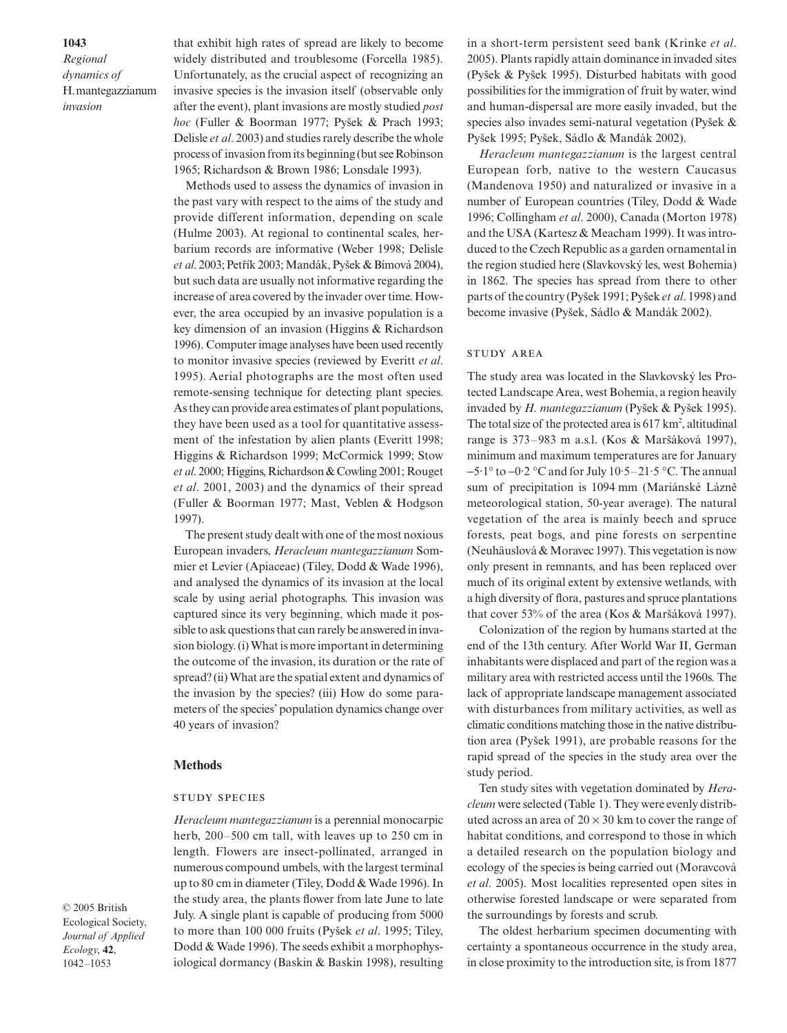that exhibit high rates of spread are likely to become widely distributed and troublesome (Forcella 1985). Unfortunately, as the crucial aspect of recognizing an invasive species is the invasion itself (observable only after the event), plant invasions are mostly studied *post hoc* (Fuller & Boorman 1977; Pyšek & Prach 1993; Delisle *et al*. 2003) and studies rarely describe the whole process of invasion from its beginning (but see Robinson 1965; Richardson & Brown 1986; Lonsdale 1993).

Methods used to assess the dynamics of invasion in the past vary with respect to the aims of the study and provide different information, depending on scale (Hulme 2003). At regional to continental scales, herbarium records are informative (Weber 1998; Delisle *et al*. 2003; Petřík 2003; Mandák, Pyšek & Bímová 2004), but such data are usually not informative regarding the increase of area covered by the invader over time. However, the area occupied by an invasive population is a key dimension of an invasion (Higgins & Richardson 1996). Computer image analyses have been used recently to monitor invasive species (reviewed by Everitt *et al*. 1995). Aerial photographs are the most often used remote-sensing technique for detecting plant species. As they can provide area estimates of plant populations, they have been used as a tool for quantitative assessment of the infestation by alien plants (Everitt 1998; Higgins & Richardson 1999; McCormick 1999; Stow *et al*. 2000; Higgins, Richardson & Cowling 2001; Rouget *et al*. 2001, 2003) and the dynamics of their spread (Fuller & Boorman 1977; Mast, Veblen & Hodgson 1997).

The present study dealt with one of the most noxious European invaders, *Heracleum mantegazzianum* Sommier et Levier (Apiaceae) (Tiley, Dodd & Wade 1996), and analysed the dynamics of its invasion at the local scale by using aerial photographs. This invasion was captured since its very beginning, which made it possible to ask questions that can rarely be answered in invasion biology. (i) What is more important in determining the outcome of the invasion, its duration or the rate of spread? (ii) What are the spatial extent and dynamics of the invasion by the species? (iii) How do some parameters of the species' population dynamics change over 40 years of invasion?

## Methods

### Study species

*Heracleum mantegazzianum* is a perennial monocarpic herb, 200–500 cm tall, with leaves up to 250 cm in length. Flowers are insect-pollinated, arranged in numerous compound umbels, with the largest terminal up to 80 cm in diameter (Tiley, Dodd & Wade 1996). In the study area, the plants flower from late June to late July. A single plant is capable of producing from 5000 to more than 100 000 fruits (Pyšek *et al*. 1995; Tiley, Dodd & Wade 1996). The seeds exhibit a morphophysiological dormancy (Baskin & Baskin 1998), resulting in a short-term persistent seed bank (Krinke *et al*. 2005). Plants rapidly attain dominance in invaded sites (Pyšek & Pyšek 1995). Disturbed habitats with good possibilities for the immigration of fruit by water, wind and human-dispersal are more easily invaded, but the species also invades semi-natural vegetation (Pyšek & Pyšek 1995; Pyšek, Sádlo & Mandák 2002).

*Heracleum mantegazzianum* is the largest central European forb, native to the western Caucasus (Mandenova 1950) and naturalized or invasive in a number of European countries (Tiley, Dodd & Wade 1996; Collingham *et al*. 2000), Canada (Morton 1978) and the USA (Kartesz & Meacham 1999). It was introduced to the Czech Republic as a garden ornamental in the region studied here (Slavkovský les, west Bohemia) in 1862. The species has spread from there to other parts of the country (Pyšek 1991; Pyšek *et al*. 1998) and become invasive (Pyšek, Sádlo & Mandák 2002).

### Study area

The study area was located in the Slavkovský les Protected Landscape Area, west Bohemia, a region heavily invaded by *H. mantegazzianum* (Pyšek & Pyšek 1995). The total size of the protected area is 617 km$^2$, altitudinal range is 373–983 m a.s.l. (Kos & Maršáková 1997), minimum and maximum temperatures are for January −5·1° to −0·2 °C and for July 10·5–21·5 °C. The annual sum of precipitation is 1094 mm (Mariánské Lázně meteorological station, 50-year average). The natural vegetation of the area is mainly beech and spruce forests, peat bogs, and pine forests on serpentine (Neuhäuslová & Moravec 1997). This vegetation is now only present in remnants, and has been replaced over much of its original extent by extensive wetlands, with a high diversity of flora, pastures and spruce plantations that cover 53% of the area (Kos & Maršáková 1997).

Colonization of the region by humans started at the end of the 13th century. After World War II, German inhabitants were displaced and part of the region was a military area with restricted access until the 1960s. The lack of appropriate landscape management associated with disturbances from military activities, as well as climatic conditions matching those in the native distribution area (Pyšek 1991), are probable reasons for the rapid spread of the species in the study area over the study period.

Ten study sites with vegetation dominated by *Heracleum* were selected (Table 1). They were evenly distributed across an area of 20 × 30 km to cover the range of habitat conditions, and correspond to those in which a detailed research on the population biology and ecology of the species is being carried out (Moravcová *et al*. 2005). Most localities represented open sites in otherwise forested landscape or were separated from the surroundings by forests and scrub.

The oldest herbarium specimen documenting with certainty a spontaneous occurrence in the study area, in close proximity to the introduction site, is from 1877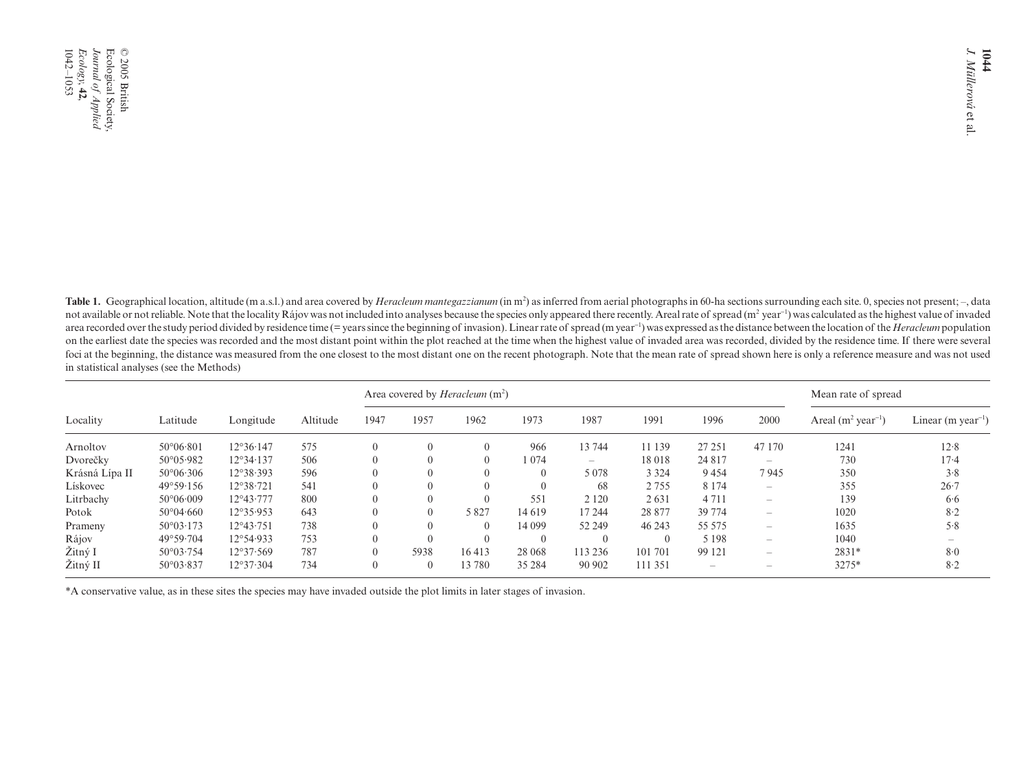**Table 1.** Geographical location, altitude (m a.s.l.) and area covered by *Heracleum mantegazzianum* (in $m^2$) as inferred from aerial photographs in 60-ha sections surrounding each site. 0, species not present; –, data not available or not reliable. Note that the locality Rájov was not included into analyses because the species only appeared there recently. Areal rate of spread ($m^2$ $year^{-1}$) was calculated as the highest value of invaded area recorded over the study period divided by residence time (= years since the beginning of invasion). Linear rate of spread (m $year^{-1}$) was expressed as the distance between the location of the *Heracleum* population on the earliest date the species was recorded and the most distant point within the plot reached at the time when the highest value of invaded area was recorded, divided by the residence time. If there were several foci at the beginning, the distance was measured from the one closest to the most distant one on the recent photograph. Note that the mean rate of spread shown here is only a reference measure and was not used in statistical analyses (see the Methods)

| Locality | Latitude | Longitude | Altitude | Area covered by *Heracleum* ($m^2$) | | | | | | | | Mean rate of spread | |
|---|---|---|---|---|---|---|---|---|---|---|---|---|---|
| | | | | 1947 | 1957 | 1962 | 1973 | 1987 | 1991 | 1996 | 2000 | Areal ($m^2$ $year^{-1}$) | Linear (m $year^{-1}$) |
| Arnoltov | 50°06·801 | 12°36·147 | 575 | 0 | 0 | 0 | 966 | 13 744 | 11 139 | 27 251 | 47 170 | 1241 | 12·8 |
| Dvorečky | 50°05·982 | 12°34·137 | 506 | 0 | 0 | 0 | 1 074 | – | 18 018 | 24 817 | – | 730 | 17·4 |
| Krásná Lípa II | 50°06·306 | 12°38·393 | 596 | 0 | 0 | 0 | 0 | 5 078 | 3 324 | 9 454 | 7 945 | 350 | 3·8 |
| Lískovec | 49°59·156 | 12°38·721 | 541 | 0 | 0 | 0 | 0 | 68 | 2 755 | 8 174 | – | 355 | 26·7 |
| Litrbachy | 50°06·009 | 12°43·777 | 800 | 0 | 0 | 0 | 551 | 2 120 | 2 631 | 4 711 | – | 139 | 6·6 |
| Potok | 50°04·660 | 12°35·953 | 643 | 0 | 0 | 5 827 | 14 619 | 17 244 | 28 877 | 39 774 | – | 1020 | 8·2 |
| Prameny | 50°03·173 | 12°43·751 | 738 | 0 | 0 | 0 | 14 099 | 52 249 | 46 243 | 55 575 | – | 1635 | 5·8 |
| Rájov | 49°59·704 | 12°54·933 | 753 | 0 | 0 | 0 | 0 | 0 | 0 | 5 198 | – | 1040 | – |
| Žitný I | 50°03·754 | 12°37·569 | 787 | 0 | 5938 | 16 413 | 28 068 | 113 236 | 101 701 | 99 121 | – | 2831* | 8·0 |
| Žitný II | 50°03·837 | 12°37·304 | 734 | 0 | 0 | 13 780 | 35 284 | 90 902 | 111 351 | – | – | 3275* | 8·2 |

*A conservative value, as in these sites the species may have invaded outside the plot limits in later stages of invasion.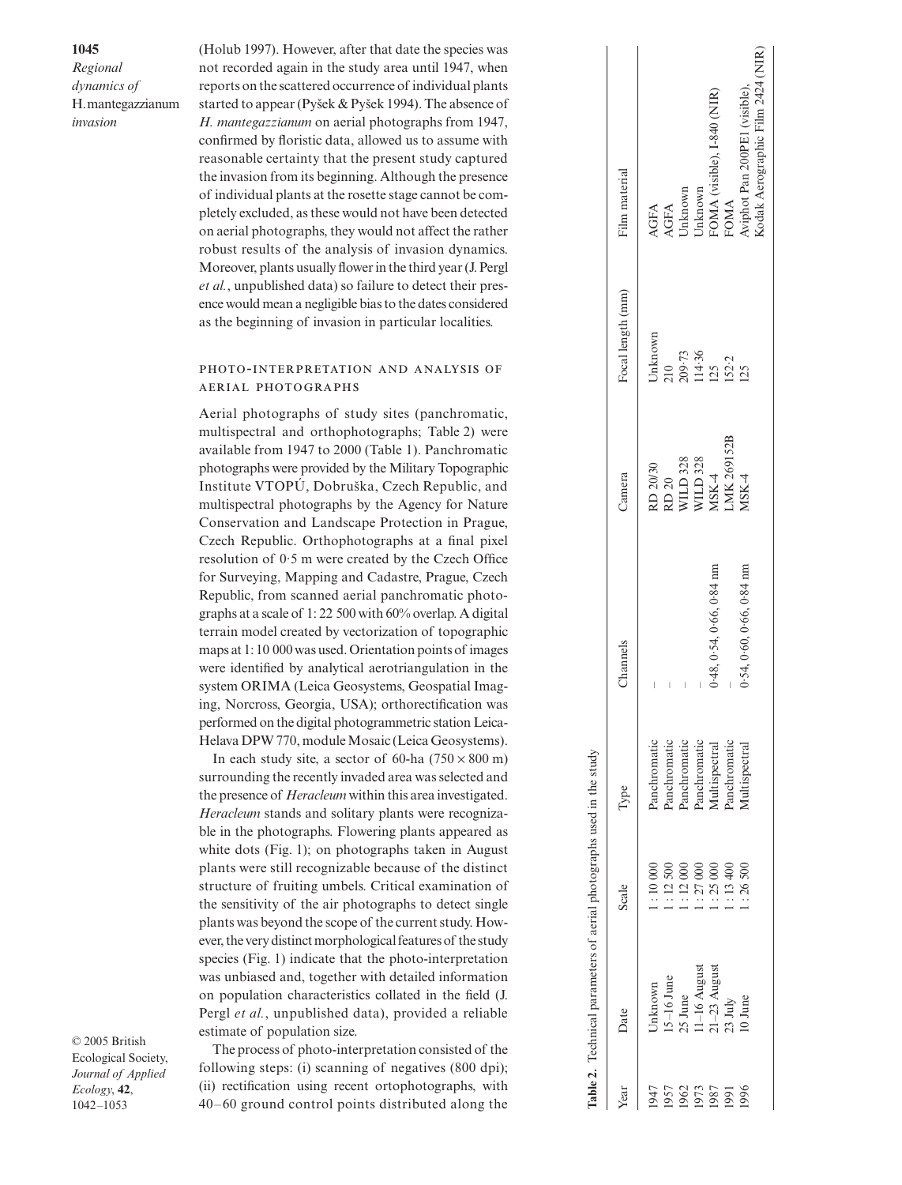(Holub 1997). However, after that date the species was not recorded again in the study area until 1947, when reports on the scattered occurrence of individual plants started to appear (Pyšek & Pyšek 1994). The absence of *H. mantegazzianum* on aerial photographs from 1947, confirmed by floristic data, allowed us to assume with reasonable certainty that the present study captured the invasion from its beginning. Although the presence of individual plants at the rosette stage cannot be completely excluded, as these would not have been detected on aerial photographs, they would not affect the rather robust results of the analysis of invasion dynamics. Moreover, plants usually flower in the third year (J. Pergl *et al.*, unpublished data) so failure to detect their presence would mean a negligible bias to the dates considered as the beginning of invasion in particular localities.

### PHOTO-INTERPRETATION AND ANALYSIS OF AERIAL PHOTOGRAPHS

Aerial photographs of study sites (panchromatic, multispectral and orthophotographs; Table 2) were available from 1947 to 2000 (Table 1). Panchromatic photographs were provided by the Military Topographic Institute VTOPÚ, Dobruška, Czech Republic, and multispectral photographs by the Agency for Nature Conservation and Landscape Protection in Prague, Czech Republic. Orthophotographs at a final pixel resolution of 0·5 m were created by the Czech Office for Surveying, Mapping and Cadastre, Prague, Czech Republic, from scanned aerial panchromatic photographs at a scale of 1 : 22 500 with 60% overlap. A digital terrain model created by vectorization of topographic maps at 1 : 10 000 was used. Orientation points of images were identified by analytical aerotriangulation in the system ORIMA (Leica Geosystems, Geospatial Imaging, Norcross, Georgia, USA); orthorectification was performed on the digital photogrammetric station Leica-Helava DPW 770, module Mosaic (Leica Geosystems).

In each study site, a sector of 60-ha (750 × 800 m) surrounding the recently invaded area was selected and the presence of *Heracleum* within this area investigated. *Heracleum* stands and solitary plants were recognizable in the photographs. Flowering plants appeared as white dots (Fig. 1); on photographs taken in August plants were still recognizable because of the distinct structure of fruiting umbels. Critical examination of the sensitivity of the air photographs to detect single plants was beyond the scope of the current study. However, the very distinct morphological features of the study species (Fig. 1) indicate that the photo-interpretation was unbiased and, together with detailed information on population characteristics collated in the field (J. Pergl *et al.*, unpublished data), provided a reliable estimate of population size.

The process of photo-interpretation consisted of the following steps: (i) scanning of negatives (800 dpi); (ii) rectification using recent ortophotographs, with 40–60 ground control points distributed along the

**Table 2.** Technical parameters of aerial photographs used in the study

| Year | Date | Scale | Type | Channels | Camera | Focal length (mm) | Film material |
|---|---|---|---|---|---|---|---|
| 1947 | Unknown | 1 : 10 000 | Panchromatic | – | RD 20/30 | Unknown | AGFA |
| 1957 | 15–16 June | 1 : 12 500 | Panchromatic | – | RD 20 | 210 | AGFA |
| 1962 | 25 June | 1 : 12 000 | Panchromatic | – | WILD 328 | 209·73 | Unknown |
| 1973 | 11–16 August | 1 : 27 000 | Panchromatic | – | WILD 328 | 114·36 | Unknown |
| 1987 | 21–23 August | 1 : 25 000 | Multispectral | 0·48, 0·54, 0·66, 0·84 nm | MSK-4 | 125 | FOMA (visible), I-840 (NIR) |
| 1991 | 23 July | 1 : 13 400 | Panchromatic | – | LMK 269152B | 152·2 | FOMA |
| 1996 | 10 June | 1 : 26 500 | Multispectral | 0·54, 0·60, 0·66, 0·84 nm | MSK-4 | 125 | Aviphot Pan 200PE1 (visible), Kodak Aerographic Film 2424 (NIR) |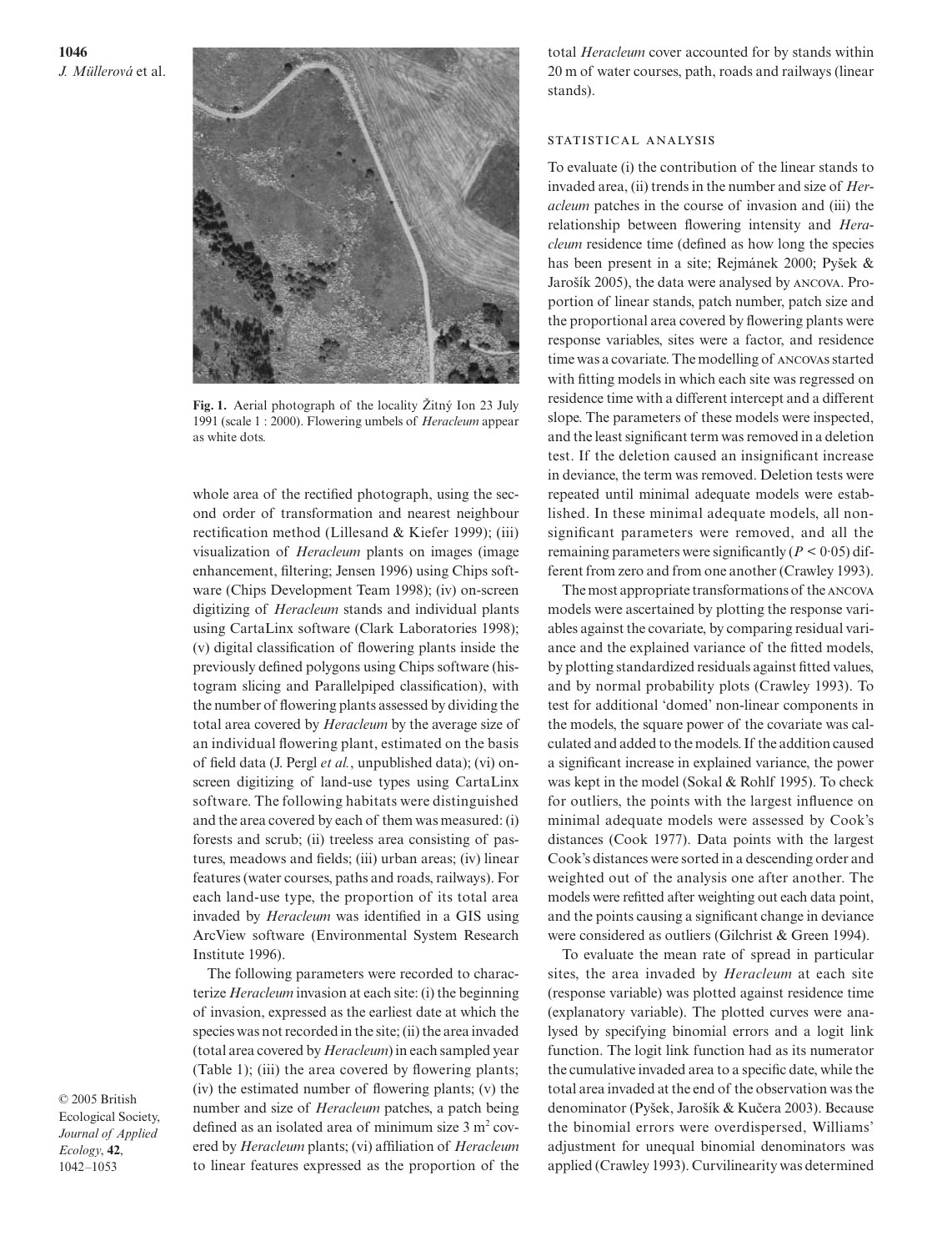**Fig. 1.** Aerial photograph of the locality Žitný Ion 23 July 1991 (scale 1 : 2000). Flowering umbels of *Heracleum* appear as white dots.

whole area of the rectified photograph, using the second order of transformation and nearest neighbour rectification method (Lillesand & Kiefer 1999); (iii) visualization of *Heracleum* plants on images (image enhancement, filtering; Jensen 1996) using Chips software (Chips Development Team 1998); (iv) on-screen digitizing of *Heracleum* stands and individual plants using CartaLinx software (Clark Laboratories 1998); (v) digital classification of flowering plants inside the previously defined polygons using Chips software (histogram slicing and Parallelpiped classification), with the number of flowering plants assessed by dividing the total area covered by *Heracleum* by the average size of an individual flowering plant, estimated on the basis of field data (J. Pergl *et al.*, unpublished data); (vi) on-screen digitizing of land-use types using CartaLinx software. The following habitats were distinguished and the area covered by each of them was measured: (i) forests and scrub; (ii) treeless area consisting of pastures, meadows and fields; (iii) urban areas; (iv) linear features (water courses, paths and roads, railways). For each land-use type, the proportion of its total area invaded by *Heracleum* was identified in a GIS using ArcView software (Environmental System Research Institute 1996).

The following parameters were recorded to characterize *Heracleum* invasion at each site: (i) the beginning of invasion, expressed as the earliest date at which the species was not recorded in the site; (ii) the area invaded (total area covered by *Heracleum*) in each sampled year (Table 1); (iii) the area covered by flowering plants; (iv) the estimated number of flowering plants; (v) the number and size of *Heracleum* patches, a patch being defined as an isolated area of minimum size 3 m$^2$ covered by *Heracleum* plants; (vi) affiliation of *Heracleum* to linear features expressed as the proportion of the total *Heracleum* cover accounted for by stands within 20 m of water courses, path, roads and railways (linear stands).

### STATISTICAL ANALYSIS

To evaluate (i) the contribution of the linear stands to invaded area, (ii) trends in the number and size of *Heracleum* patches in the course of invasion and (iii) the relationship between flowering intensity and *Heracleum* residence time (defined as how long the species has been present in a site; Rejmánek 2000; Pyšek & Jarošík 2005), the data were analysed by ANCOVA. Proportion of linear stands, patch number, patch size and the proportional area covered by flowering plants were response variables, sites were a factor, and residence time was a covariate. The modelling of ANCOVAs started with fitting models in which each site was regressed on residence time with a different intercept and a different slope. The parameters of these models were inspected, and the least significant term was removed in a deletion test. If the deletion caused an insignificant increase in deviance, the term was removed. Deletion tests were repeated until minimal adequate models were established. In these minimal adequate models, all non-significant parameters were removed, and all the remaining parameters were significantly ($P < 0{\cdot}05$) different from zero and from one another (Crawley 1993).

The most appropriate transformations of the ANCOVA models were ascertained by plotting the response variables against the covariate, by comparing residual variance and the explained variance of the fitted models, by plotting standardized residuals against fitted values, and by normal probability plots (Crawley 1993). To test for additional 'domed' non-linear components in the models, the square power of the covariate was calculated and added to the models. If the addition caused a significant increase in explained variance, the power was kept in the model (Sokal & Rohlf 1995). To check for outliers, the points with the largest influence on minimal adequate models were assessed by Cook's distances (Cook 1977). Data points with the largest Cook's distances were sorted in a descending order and weighted out of the analysis one after another. The models were refitted after weighting out each data point, and the points causing a significant change in deviance were considered as outliers (Gilchrist & Green 1994).

To evaluate the mean rate of spread in particular sites, the area invaded by *Heracleum* at each site (response variable) was plotted against residence time (explanatory variable). The plotted curves were analysed by specifying binomial errors and a logit link function. The logit link function had as its numerator the cumulative invaded area to a specific date, while the total area invaded at the end of the observation was the denominator (Pyšek, Jarošík & Kučera 2003). Because the binomial errors were overdispersed, Williams' adjustment for unequal binomial denominators was applied (Crawley 1993). Curvilinearity was determined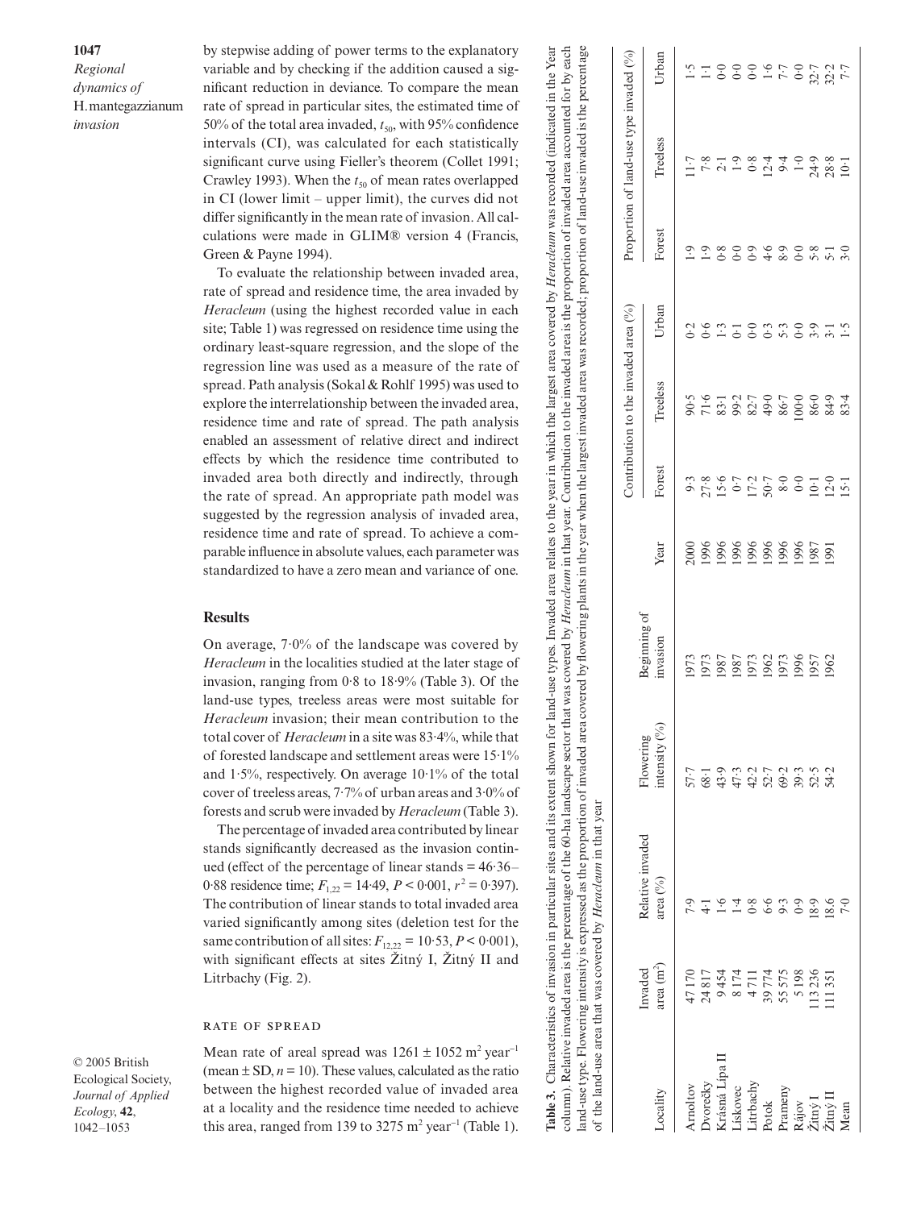by stepwise adding of power terms to the explanatory variable and by checking if the addition caused a significant reduction in deviance. To compare the mean rate of spread in particular sites, the estimated time of 50% of the total area invaded, $t_{50}$, with 95% confidence intervals (CI), was calculated for each statistically significant curve using Fieller's theorem (Collet 1991; Crawley 1993). When the $t_{50}$ of mean rates overlapped in CI (lower limit – upper limit), the curves did not differ significantly in the mean rate of invasion. All calculations were made in GLIM® version 4 (Francis, Green & Payne 1994).

To evaluate the relationship between invaded area, rate of spread and residence time, the area invaded by *Heracleum* (using the highest recorded value in each site; Table 1) was regressed on residence time using the ordinary least-square regression, and the slope of the regression line was used as a measure of the rate of spread. Path analysis (Sokal & Rohlf 1995) was used to explore the interrelationship between the invaded area, residence time and rate of spread. The path analysis enabled an assessment of relative direct and indirect effects by which the residence time contributed to invaded area both directly and indirectly, through the rate of spread. An appropriate path model was suggested by the regression analysis of invaded area, residence time and rate of spread. To achieve a comparable influence in absolute values, each parameter was standardized to have a zero mean and variance of one.

## Results

On average, 7·0% of the landscape was covered by *Heracleum* in the localities studied at the later stage of invasion, ranging from 0·8 to 18·9% (Table 3). Of the land-use types, treeless areas were most suitable for *Heracleum* invasion; their mean contribution to the total cover of *Heracleum* in a site was 83·4%, while that of forested landscape and settlement areas were 15·1% and 1·5%, respectively. On average 10·1% of the total cover of treeless areas, 7·7% of urban areas and 3·0% of forests and scrub were invaded by *Heracleum* (Table 3).

The percentage of invaded area contributed by linear stands significantly decreased as the invasion continued (effect of the percentage of linear stands = 46·36–0·88 residence time; $F_{1,22} = 14{\cdot}49$, $P < 0{\cdot}001$, $r^2 = 0{\cdot}397$). The contribution of linear stands to total invaded area varied significantly among sites (deletion test for the same contribution of all sites: $F_{12,22} = 10{\cdot}53$, $P < 0{\cdot}001$), with significant effects at sites Žitný I, Žitný II and Litrbachy (Fig. 2).

### Rate of spread

Mean rate of areal spread was $1261 \pm 1052$ m$^2$ year$^{-1}$ (mean ± SD, $n = 10$). These values, calculated as the ratio between the highest recorded value of invaded area at a locality and the residence time needed to achieve this area, ranged from 139 to 3275 m$^2$ year$^{-1}$ (Table 1).

**Table 3.** Characteristics of invasion in particular sites and its extent shown for land-use types. Invaded area relates to the year in which the largest area covered by *Heracleum* was recorded (indicated in the Year column). Relative invaded area is the percentage of the 60-ha landscape sector that was covered by *Heracleum* in that year. Contribution to the invaded area is the proportion of invaded area accounted for by each land-use type. Flowering intensity is expressed as the proportion of invaded area covered by flowering plants in the year when the largest invaded area was recorded; proportion of land-use invaded is the percentage of the land-use area that was covered by *Heracleum* in that year

| Locality | Invaded area (m²) | Relative invaded area (%) | Flowering intensity (%) | Beginning of invasion | Year | Contribution to the invaded area (%) | | | Proportion of land-use type invaded (%) | | |
|---|---|---|---|---|---|---|---|---|---|---|---|
| | | | | | | Forest | Treeless | Urban | Forest | Treeless | Urban |
| Arnoltov | 47 170 | 7·9 | 57·7 | 1973 | 2000 | 9·3 | 90·5 | 0·2 | 1·9 | 11·7 | 1·5 |
| Dvorečky | 24 817 | 4·1 | 68·1 | 1973 | 1996 | 27·8 | 71·6 | 0·6 | 1·9 | 7·8 | 1·1 |
| Krásná Lípa II | 9 454 | 1·6 | 43·9 | 1987 | 1996 | 15·6 | 83·1 | 1·3 | 0·8 | 2·1 | 0·0 |
| Liskovec | 8 174 | 1·4 | 47·3 | 1987 | 1996 | 0·7 | 99·2 | 0·1 | 0·0 | 1·9 | 0·0 |
| Litrbachy | 4 711 | 0·8 | 42·2 | 1973 | 1996 | 17·2 | 82·7 | 0·0 | 0·9 | 0·8 | 0·0 |
| Potok | 39 774 | 6·6 | 52·7 | 1962 | 1996 | 50·7 | 49·0 | 0·3 | 4·6 | 12·4 | 1·6 |
| Prameny | 55 575 | 9·3 | 69·2 | 1973 | 1996 | 8·0 | 86·7 | 5·3 | 8·9 | 9·4 | 7·7 |
| Rájov | 5 198 | 0·9 | 39·3 | 1996 | 1996 | 0·0 | 100·0 | 0·0 | 0·0 | 1·0 | 0·0 |
| Žitný I | 113 236 | 18·9 | 52·5 | 1957 | 1987 | 10·1 | 86·0 | 3·9 | 5·8 | 24·9 | 32·7 |
| Žitný II | 111 351 | 18·6 | 54·2 | 1962 | 1991 | 12·0 | 84·9 | 3·1 | 5·1 | 28·8 | 32·2 |
| Mean | | 7·0 | | | | 15·1 | 83·4 | 1·5 | 3·0 | 10·1 | 7·7 |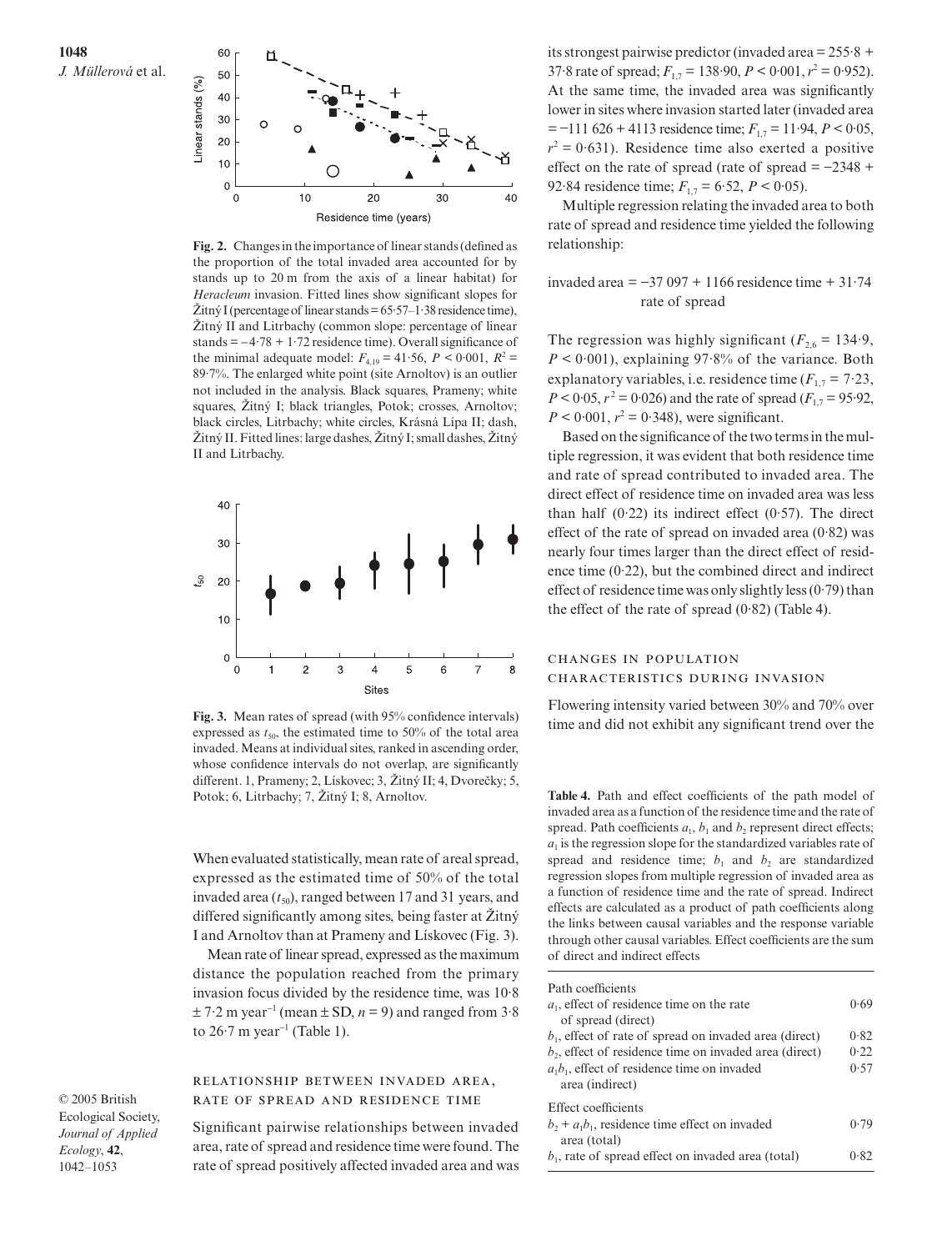**Fig. 2.** Changes in the importance of linear stands (defined as the proportion of the total invaded area accounted for by stands up to 20 m from the axis of a linear habitat) for *Heracleum* invasion. Fitted lines show significant slopes for Žitný I (percentage of linear stands = 65·57–1·38 residence time), Žitný II and Litrbachy (common slope: percentage of linear stands = –4·78 + 1·72 residence time). Overall significance of the minimal adequate model: $F_{4,19} = 41{\cdot}56$, $P < 0{\cdot}001$, $R^2 = 89{\cdot}7\%$. The enlarged white point (site Arnoltov) is an outlier not included in the analysis. Black squares, Prameny; white squares, Žitný I; black triangles, Potok; crosses, Arnoltov; black circles, Litrbachy; white circles, Krásná Lípa II; dash, Žitný II. Fitted lines: large dashes, Žitný I; small dashes, Žitný II and Litrbachy.

**Fig. 3.** Mean rates of spread (with 95% confidence intervals) expressed as $t_{50}$, the estimated time to 50% of the total area invaded. Means at individual sites, ranked in ascending order, whose confidence intervals do not overlap, are significantly different. 1, Prameny; 2, Lískovec; 3, Žitný II; 4, Dvorečky; 5, Potok; 6, Litrbachy; 7, Žitný I; 8, Arnoltov.

When evaluated statistically, mean rate of areal spread, expressed as the estimated time of 50% of the total invaded area ($t_{50}$), ranged between 17 and 31 years, and differed significantly among sites, being faster at Žitný I and Arnoltov than at Prameny and Lískovec (Fig. 3).

Mean rate of linear spread, expressed as the maximum distance the population reached from the primary invasion focus divided by the residence time, was 10·8 ± 7·2 m year$^{-1}$ (mean ± SD, $n = 9$) and ranged from 3·8 to 26·7 m year$^{-1}$ (Table 1).

### RELATIONSHIP BETWEEN INVADED AREA, RATE OF SPREAD AND RESIDENCE TIME

Significant pairwise relationships between invaded area, rate of spread and residence time were found. The rate of spread positively affected invaded area and was its strongest pairwise predictor (invaded area = 255·8 + 37·8 rate of spread; $F_{1,7} = 138{\cdot}90$, $P < 0{\cdot}001$, $r^2 = 0{\cdot}952$). At the same time, the invaded area was significantly lower in sites where invasion started later (invaded area = −111 626 + 4113 residence time; $F_{1,7} = 11{\cdot}94$, $P < 0{\cdot}05$, $r^2 = 0{\cdot}631$). Residence time also exerted a positive effect on the rate of spread (rate of spread = −2348 + 92·84 residence time; $F_{1,7} = 6{\cdot}52$, $P < 0{\cdot}05$).

Multiple regression relating the invaded area to both rate of spread and residence time yielded the following relationship:

$$\text{invaded area} = -37\,097 + 1166\ \text{residence time} + 31{\cdot}74\ \text{rate of spread}$$

The regression was highly significant ($F_{2,6} = 134{\cdot}9$, $P < 0{\cdot}001$), explaining 97·8% of the variance. Both explanatory variables, i.e. residence time ($F_{1,7} = 7{\cdot}23$, $P < 0{\cdot}05$, $r^2 = 0{\cdot}026$) and the rate of spread ($F_{1,7} = 95{\cdot}92$, $P < 0{\cdot}001$, $r^2 = 0{\cdot}348$), were significant.

Based on the significance of the two terms in the multiple regression, it was evident that both residence time and rate of spread contributed to invaded area. The direct effect of residence time on invaded area was less than half (0·22) its indirect effect (0·57). The direct effect of the rate of spread on invaded area (0·82) was nearly four times larger than the direct effect of residence time (0·22), but the combined direct and indirect effect of residence time was only slightly less (0·79) than the effect of the rate of spread (0·82) (Table 4).

### CHANGES IN POPULATION CHARACTERISTICS DURING INVASION

Flowering intensity varied between 30% and 70% over time and did not exhibit any significant trend over the

**Table 4.** Path and effect coefficients of the path model of invaded area as a function of the residence time and the rate of spread. Path coefficients $a_1$, $b_1$ and $b_2$ represent direct effects; $a_1$ is the regression slope for the standardized variables rate of spread and residence time; $b_1$ and $b_2$ are standardized regression slopes from multiple regression of invaded area as a function of residence time and the rate of spread. Indirect effects are calculated as a product of path coefficients along the links between causal variables and the response variable through other causal variables. Effect coefficients are the sum of direct and indirect effects

| | |
|---|---|
| Path coefficients | |
| $a_1$, effect of residence time on the rate of spread (direct) | 0·69 |
| $b_1$, effect of rate of spread on invaded area (direct) | 0·82 |
| $b_2$, effect of residence time on invaded area (direct) | 0·22 |
| $a_1b_1$, effect of residence time on invaded area (indirect) | 0·57 |
| Effect coefficients | |
| $b_2 + a_1b_1$, residence time effect on invaded area (total) | 0·79 |
| $b_1$, rate of spread effect on invaded area (total) | 0·82 |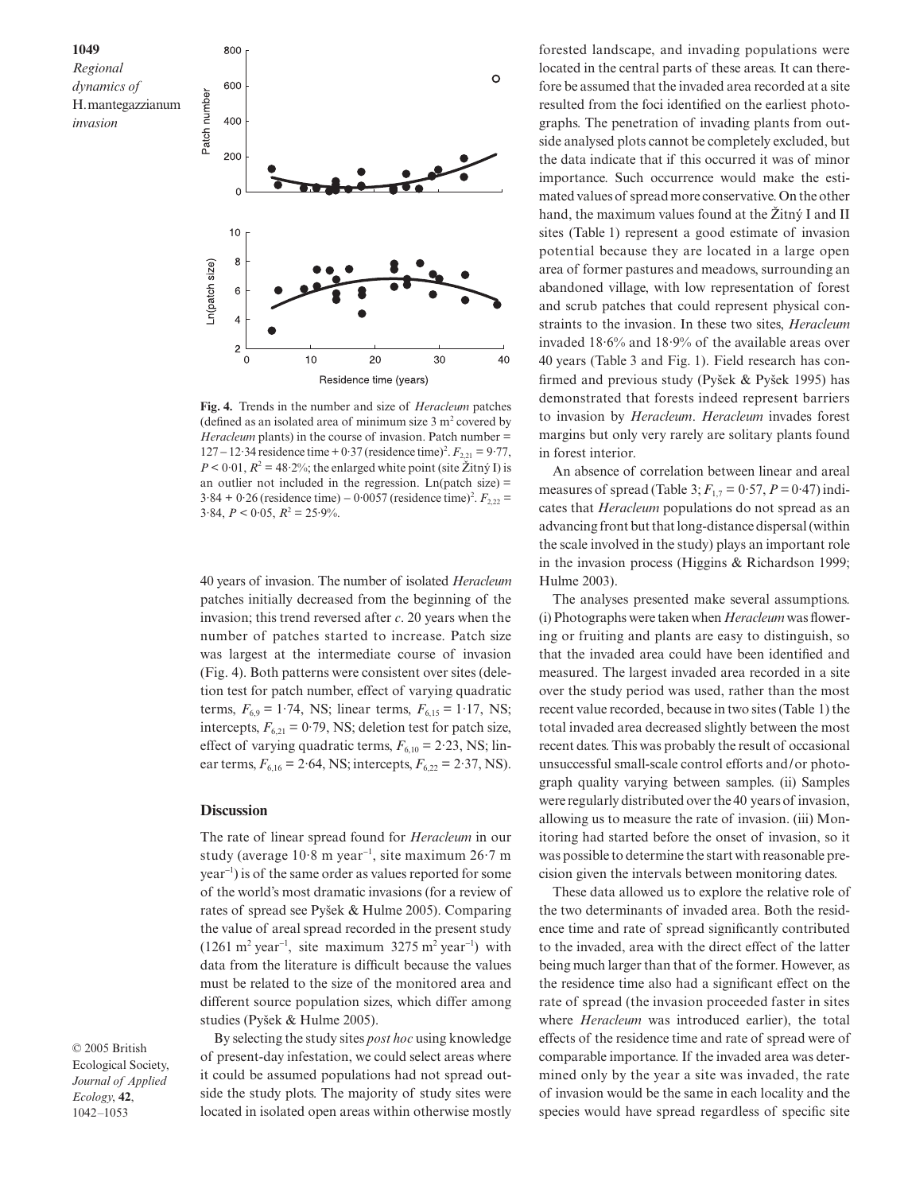**Fig. 4.** Trends in the number and size of *Heracleum* patches (defined as an isolated area of minimum size 3 m$^2$ covered by *Heracleum* plants) in the course of invasion. Patch number = 127 – 12·34 residence time + 0·37 (residence time)$^2$. $F_{2,21} = 9{\cdot}77$, $P < 0{\cdot}01$, $R^2 = 48{\cdot}2\%$; the enlarged white point (site Žitný I) is an outlier not included in the regression. Ln(patch size) = 3·84 + 0·26 (residence time) – 0·0057 (residence time)$^2$. $F_{2,22} = 3{\cdot}84$, $P < 0{\cdot}05$, $R^2 = 25{\cdot}9\%$.

40 years of invasion. The number of isolated *Heracleum* patches initially decreased from the beginning of the invasion; this trend reversed after *c*. 20 years when the number of patches started to increase. Patch size was largest at the intermediate course of invasion (Fig. 4). Both patterns were consistent over sites (deletion test for patch number, effect of varying quadratic terms, $F_{6,9} = 1{\cdot}74$, NS; linear terms, $F_{6,15} = 1{\cdot}17$, NS; intercepts, $F_{6,21} = 0{\cdot}79$, NS; deletion test for patch size, effect of varying quadratic terms, $F_{6,10} = 2{\cdot}23$, NS; linear terms, $F_{6,16} = 2{\cdot}64$, NS; intercepts, $F_{6,22} = 2{\cdot}37$, NS).

## Discussion

The rate of linear spread found for *Heracleum* in our study (average 10·8 m year$^{-1}$, site maximum 26·7 m year$^{-1}$) is of the same order as values reported for some of the world's most dramatic invasions (for a review of rates of spread see Pyšek & Hulme 2005). Comparing the value of areal spread recorded in the present study (1261 m$^2$ year$^{-1}$, site maximum 3275 m$^2$ year$^{-1}$) with data from the literature is difficult because the values must be related to the size of the monitored area and different source population sizes, which differ among studies (Pyšek & Hulme 2005).

By selecting the study sites *post hoc* using knowledge of present-day infestation, we could select areas where it could be assumed populations had not spread outside the study plots. The majority of study sites were located in isolated open areas within otherwise mostly forested landscape, and invading populations were located in the central parts of these areas. It can therefore be assumed that the invaded area recorded at a site resulted from the foci identified on the earliest photographs. The penetration of invading plants from outside analysed plots cannot be completely excluded, but the data indicate that if this occurred it was of minor importance. Such occurrence would make the estimated values of spread more conservative. On the other hand, the maximum values found at the Žitný I and II sites (Table 1) represent a good estimate of invasion potential because they are located in a large open area of former pastures and meadows, surrounding an abandoned village, with low representation of forest and scrub patches that could represent physical constraints to the invasion. In these two sites, *Heracleum* invaded 18·6% and 18·9% of the available areas over 40 years (Table 3 and Fig. 1). Field research has confirmed and previous study (Pyšek & Pyšek 1995) has demonstrated that forests indeed represent barriers to invasion by *Heracleum*. *Heracleum* invades forest margins but only very rarely are solitary plants found in forest interior.

An absence of correlation between linear and areal measures of spread (Table 3; $F_{1,7} = 0{\cdot}57$, $P = 0{\cdot}47$) indicates that *Heracleum* populations do not spread as an advancing front but that long-distance dispersal (within the scale involved in the study) plays an important role in the invasion process (Higgins & Richardson 1999; Hulme 2003).

The analyses presented make several assumptions. (i) Photographs were taken when *Heracleum* was flowering or fruiting and plants are easy to distinguish, so that the invaded area could have been identified and measured. The largest invaded area recorded in a site over the study period was used, rather than the most recent value recorded, because in two sites (Table 1) the total invaded area decreased slightly between the most recent dates. This was probably the result of occasional unsuccessful small-scale control efforts and/or photograph quality varying between samples. (ii) Samples were regularly distributed over the 40 years of invasion, allowing us to measure the rate of invasion. (iii) Monitoring had started before the onset of invasion, so it was possible to determine the start with reasonable precision given the intervals between monitoring dates.

These data allowed us to explore the relative role of the two determinants of invaded area. Both the residence time and rate of spread significantly contributed to the invaded, area with the direct effect of the latter being much larger than that of the former. However, as the residence time also had a significant effect on the rate of spread (the invasion proceeded faster in sites where *Heracleum* was introduced earlier), the total effects of the residence time and rate of spread were of comparable importance. If the invaded area was determined only by the year a site was invaded, the rate of invasion would be the same in each locality and the species would have spread regardless of specific site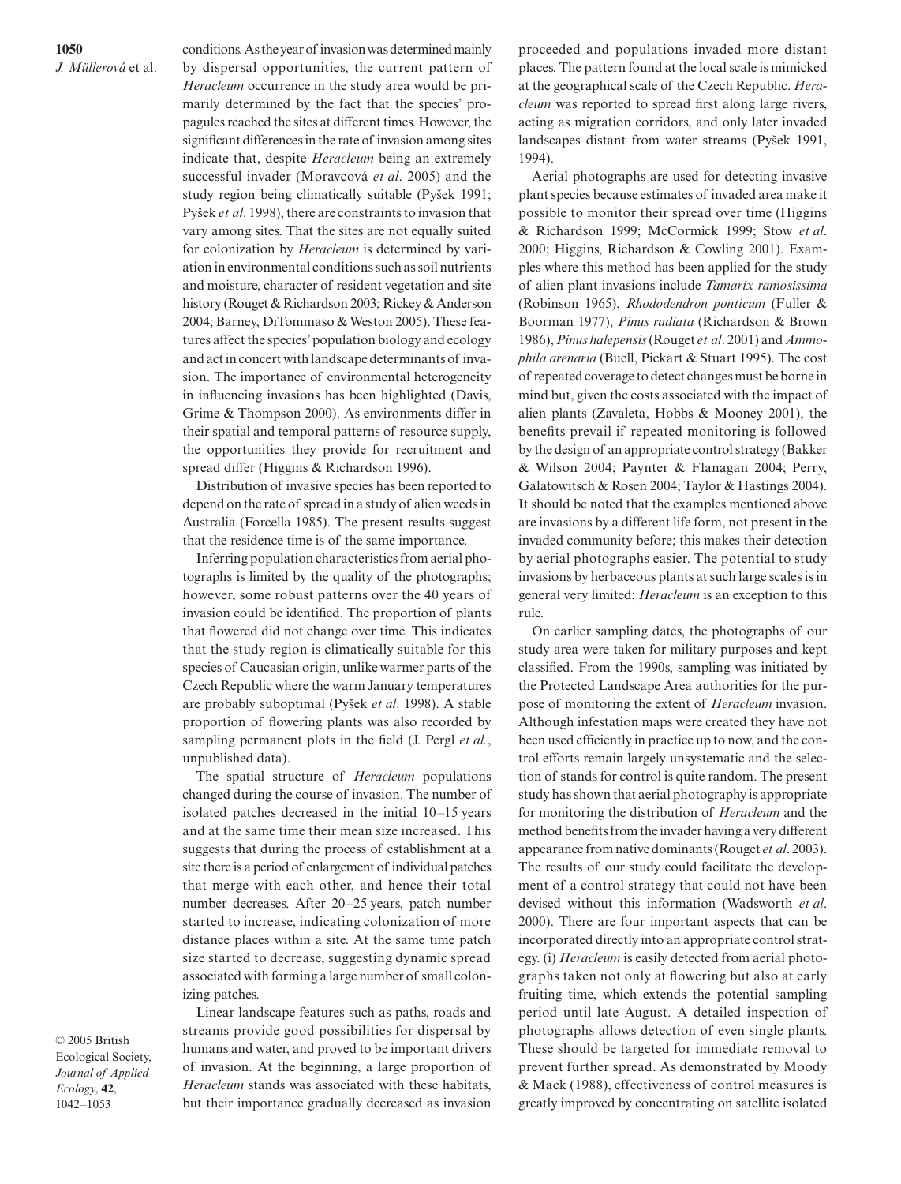conditions. As the year of invasion was determined mainly by dispersal opportunities, the current pattern of *Heracleum* occurrence in the study area would be primarily determined by the fact that the species' propagules reached the sites at different times. However, the significant differences in the rate of invasion among sites indicate that, despite *Heracleum* being an extremely successful invader (Moravcová *et al*. 2005) and the study region being climatically suitable (Pyšek 1991; Pyšek *et al*. 1998), there are constraints to invasion that vary among sites. That the sites are not equally suited for colonization by *Heracleum* is determined by variation in environmental conditions such as soil nutrients and moisture, character of resident vegetation and site history (Rouget & Richardson 2003; Rickey & Anderson 2004; Barney, DiTommaso & Weston 2005). These features affect the species' population biology and ecology and act in concert with landscape determinants of invasion. The importance of environmental heterogeneity in influencing invasions has been highlighted (Davis, Grime & Thompson 2000). As environments differ in their spatial and temporal patterns of resource supply, the opportunities they provide for recruitment and spread differ (Higgins & Richardson 1996).

Distribution of invasive species has been reported to depend on the rate of spread in a study of alien weeds in Australia (Forcella 1985). The present results suggest that the residence time is of the same importance.

Inferring population characteristics from aerial photographs is limited by the quality of the photographs; however, some robust patterns over the 40 years of invasion could be identified. The proportion of plants that flowered did not change over time. This indicates that the study region is climatically suitable for this species of Caucasian origin, unlike warmer parts of the Czech Republic where the warm January temperatures are probably suboptimal (Pyšek *et al*. 1998). A stable proportion of flowering plants was also recorded by sampling permanent plots in the field (J. Pergl *et al.*, unpublished data).

The spatial structure of *Heracleum* populations changed during the course of invasion. The number of isolated patches decreased in the initial 10–15 years and at the same time their mean size increased. This suggests that during the process of establishment at a site there is a period of enlargement of individual patches that merge with each other, and hence their total number decreases. After 20–25 years, patch number started to increase, indicating colonization of more distance places within a site. At the same time patch size started to decrease, suggesting dynamic spread associated with forming a large number of small colonizing patches.

Linear landscape features such as paths, roads and streams provide good possibilities for dispersal by humans and water, and proved to be important drivers of invasion. At the beginning, a large proportion of *Heracleum* stands was associated with these habitats, but their importance gradually decreased as invasion proceeded and populations invaded more distant places. The pattern found at the local scale is mimicked at the geographical scale of the Czech Republic. *Heracleum* was reported to spread first along large rivers, acting as migration corridors, and only later invaded landscapes distant from water streams (Pyšek 1991, 1994).

Aerial photographs are used for detecting invasive plant species because estimates of invaded area make it possible to monitor their spread over time (Higgins & Richardson 1999; McCormick 1999; Stow *et al*. 2000; Higgins, Richardson & Cowling 2001). Examples where this method has been applied for the study of alien plant invasions include *Tamarix ramosissima* (Robinson 1965), *Rhododendron ponticum* (Fuller & Boorman 1977), *Pinus radiata* (Richardson & Brown 1986), *Pinus halepensis* (Rouget *et al*. 2001) and *Ammophila arenaria* (Buell, Pickart & Stuart 1995). The cost of repeated coverage to detect changes must be borne in mind but, given the costs associated with the impact of alien plants (Zavaleta, Hobbs & Mooney 2001), the benefits prevail if repeated monitoring is followed by the design of an appropriate control strategy (Bakker & Wilson 2004; Paynter & Flanagan 2004; Perry, Galatowitsch & Rosen 2004; Taylor & Hastings 2004). It should be noted that the examples mentioned above are invasions by a different life form, not present in the invaded community before; this makes their detection by aerial photographs easier. The potential to study invasions by herbaceous plants at such large scales is in general very limited; *Heracleum* is an exception to this rule.

On earlier sampling dates, the photographs of our study area were taken for military purposes and kept classified. From the 1990s, sampling was initiated by the Protected Landscape Area authorities for the purpose of monitoring the extent of *Heracleum* invasion. Although infestation maps were created they have not been used efficiently in practice up to now, and the control efforts remain largely unsystematic and the selection of stands for control is quite random. The present study has shown that aerial photography is appropriate for monitoring the distribution of *Heracleum* and the method benefits from the invader having a very different appearance from native dominants (Rouget *et al*. 2003). The results of our study could facilitate the development of a control strategy that could not have been devised without this information (Wadsworth *et al*. 2000). There are four important aspects that can be incorporated directly into an appropriate control strategy. (i) *Heracleum* is easily detected from aerial photographs taken not only at flowering but also at early fruiting time, which extends the potential sampling period until late August. A detailed inspection of photographs allows detection of even single plants. These should be targeted for immediate removal to prevent further spread. As demonstrated by Moody & Mack (1988), effectiveness of control measures is greatly improved by concentrating on satellite isolated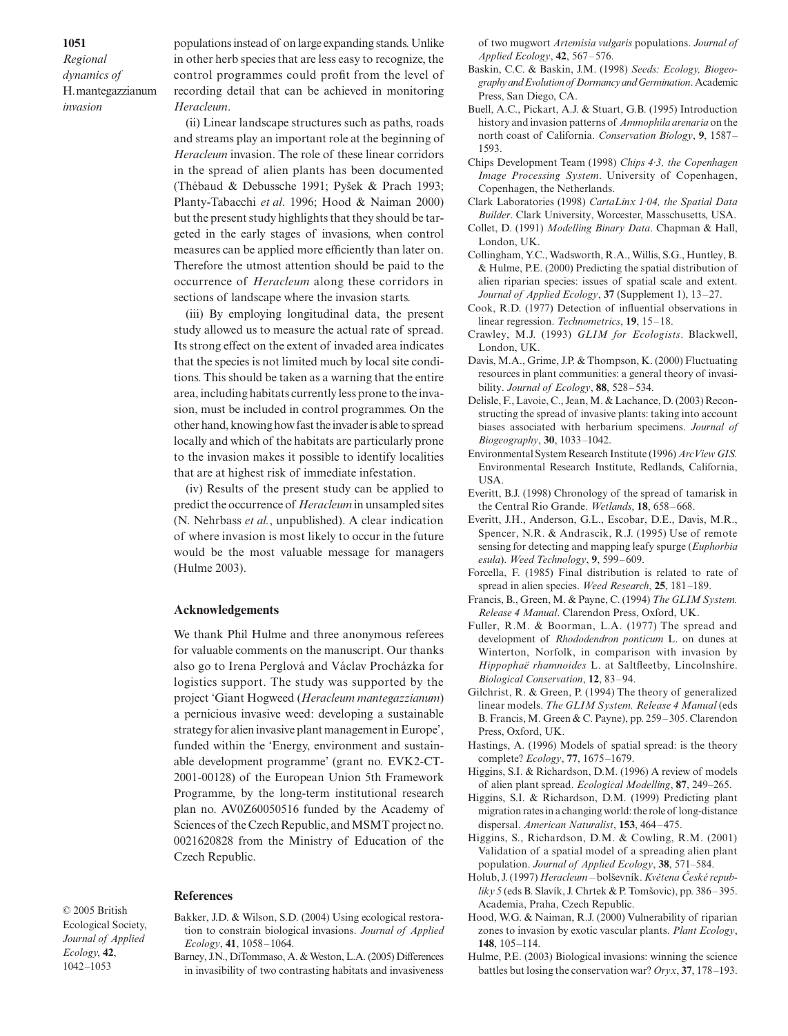populations instead of on large expanding stands. Unlike in other herb species that are less easy to recognize, the control programmes could profit from the level of recording detail that can be achieved in monitoring *Heracleum*.

(ii) Linear landscape structures such as paths, roads and streams play an important role at the beginning of *Heracleum* invasion. The role of these linear corridors in the spread of alien plants has been documented (Thébaud & Debussche 1991; Pyšek & Prach 1993; Planty-Tabacchi *et al*. 1996; Hood & Naiman 2000) but the present study highlights that they should be targeted in the early stages of invasions, when control measures can be applied more efficiently than later on. Therefore the utmost attention should be paid to the occurrence of *Heracleum* along these corridors in sections of landscape where the invasion starts.

(iii) By employing longitudinal data, the present study allowed us to measure the actual rate of spread. Its strong effect on the extent of invaded area indicates that the species is not limited much by local site conditions. This should be taken as a warning that the entire area, including habitats currently less prone to the invasion, must be included in control programmes. On the other hand, knowing how fast the invader is able to spread locally and which of the habitats are particularly prone to the invasion makes it possible to identify localities that are at highest risk of immediate infestation.

(iv) Results of the present study can be applied to predict the occurrence of *Heracleum* in unsampled sites (N. Nehrbass *et al.*, unpublished). A clear indication of where invasion is most likely to occur in the future would be the most valuable message for managers (Hulme 2003).

## Acknowledgements

We thank Phil Hulme and three anonymous referees for valuable comments on the manuscript. Our thanks also go to Irena Perglová and Václav Procházka for logistics support. The study was supported by the project 'Giant Hogweed (*Heracleum mantegazzianum*) a pernicious invasive weed: developing a sustainable strategy for alien invasive plant management in Europe', funded within the 'Energy, environment and sustainable development programme' (grant no. EVK2-CT-2001-00128) of the European Union 5th Framework Programme, by the long-term institutional research plan no. AV0Z60050516 funded by the Academy of Sciences of the Czech Republic, and MSMT project no. 0021620828 from the Ministry of Education of the Czech Republic.

## References

Bakker, J.D. & Wilson, S.D. (2004) Using ecological restoration to constrain biological invasions. *Journal of Applied Ecology*, **41**, 1058–1064.

Barney, J.N., DiTommaso, A. & Weston, L.A. (2005) Differences in invasibility of two contrasting habitats and invasiveness of two mugwort *Artemisia vulgaris* populations. *Journal of Applied Ecology*, **42**, 567–576.

Baskin, C.C. & Baskin, J.M. (1998) *Seeds: Ecology, Biogeography and Evolution of Dormancy and Germination*. Academic Press, San Diego, CA.

Buell, A.C., Pickart, A.J. & Stuart, G.B. (1995) Introduction history and invasion patterns of *Ammophila arenaria* on the north coast of California. *Conservation Biology*, **9**, 1587–1593.

Chips Development Team (1998) *Chips 4·3, the Copenhagen Image Processing System*. University of Copenhagen, Copenhagen, the Netherlands.

Clark Laboratories (1998) *CartaLinx 1·04, the Spatial Data Builder*. Clark University, Worcester, Masschusetts, USA.

Collet, D. (1991) *Modelling Binary Data*. Chapman & Hall, London, UK.

Collingham, Y.C., Wadsworth, R.A., Willis, S.G., Huntley, B. & Hulme, P.E. (2000) Predicting the spatial distribution of alien riparian species: issues of spatial scale and extent. *Journal of Applied Ecology*, **37** (Supplement 1), 13–27.

Cook, R.D. (1977) Detection of influential observations in linear regression. *Technometrics*, **19**, 15–18.

Crawley, M.J. (1993) *GLIM for Ecologists*. Blackwell, London, UK.

Davis, M.A., Grime, J.P. & Thompson, K. (2000) Fluctuating resources in plant communities: a general theory of invasibility. *Journal of Ecology*, **88**, 528–534.

Delisle, F., Lavoie, C., Jean, M. & Lachance, D. (2003) Reconstructing the spread of invasive plants: taking into account biases associated with herbarium specimens. *Journal of Biogeography*, **30**, 1033–1042.

Environmental System Research Institute (1996) *ArcView GIS.* Environmental Research Institute, Redlands, California, USA.

Everitt, B.J. (1998) Chronology of the spread of tamarisk in the Central Rio Grande. *Wetlands*, **18**, 658–668.

Everitt, J.H., Anderson, G.L., Escobar, D.E., Davis, M.R., Spencer, N.R. & Andrascik, R.J. (1995) Use of remote sensing for detecting and mapping leafy spurge (*Euphorbia esula*). *Weed Technology*, **9**, 599–609.

Forcella, F. (1985) Final distribution is related to rate of spread in alien species. *Weed Research*, **25**, 181–189.

Francis, B., Green, M. & Payne, C. (1994) *The GLIM System. Release 4 Manual*. Clarendon Press, Oxford, UK.

Fuller, R.M. & Boorman, L.A. (1977) The spread and development of *Rhododendron ponticum* L. on dunes at Winterton, Norfolk, in comparison with invasion by *Hippophaë rhamnoides* L. at Saltfleetby, Lincolnshire. *Biological Conservation*, **12**, 83–94.

Gilchrist, R. & Green, P. (1994) The theory of generalized linear models. *The GLIM System. Release 4 Manual* (eds B. Francis, M. Green & C. Payne), pp. 259–305. Clarendon Press, Oxford, UK.

Hastings, A. (1996) Models of spatial spread: is the theory complete? *Ecology*, **77**, 1675–1679.

Higgins, S.I. & Richardson, D.M. (1996) A review of models of alien plant spread. *Ecological Modelling*, **87**, 249–265.

Higgins, S.I. & Richardson, D.M. (1999) Predicting plant migration rates in a changing world: the role of long-distance dispersal. *American Naturalist*, **153**, 464–475.

Higgins, S., Richardson, D.M. & Cowling, R.M. (2001) Validation of a spatial model of a spreading alien plant population. *Journal of Applied Ecology*, **38**, 571–584.

Holub, J. (1997) *Heracleum* – bolševník. *Květena České republiky 5* (eds B. Slavík, J. Chrtek & P. Tomšovic), pp. 386–395. Academia, Praha, Czech Republic.

Hood, W.G. & Naiman, R.J. (2000) Vulnerability of riparian zones to invasion by exotic vascular plants. *Plant Ecology*, **148**, 105–114.

Hulme, P.E. (2003) Biological invasions: winning the science battles but losing the conservation war? *Oryx*, **37**, 178–193.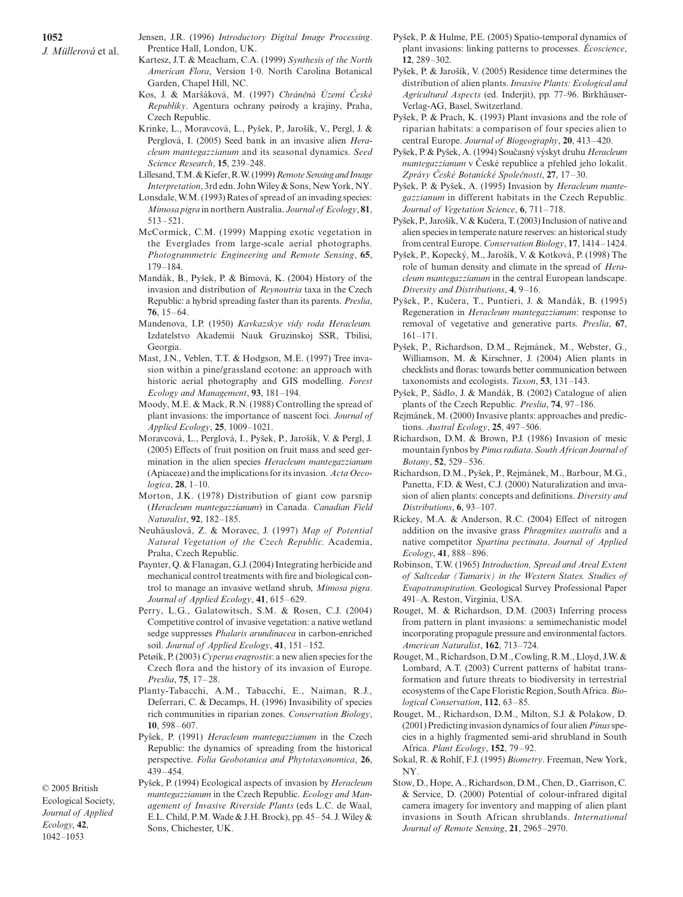Jensen, J.R. (1996) *Introductory Digital Image Processing*. Prentice Hall, London, UK.

Kartesz, J.T. & Meacham, C.A. (1999) *Synthesis of the North American Flora*, Version 1·0. North Carolina Botanical Garden, Chapel Hill, NC.

Kos, J. & Maršáková, M. (1997) *Chráněná Území České Republiky*. Agentura ochrany pøírody a krajiny, Praha, Czech Republic.

Krinke, L., Moravcová, L., Pyšek, P., Jarošík, V., Pergl, J. & Perglová, I. (2005) Seed bank in an invasive alien *Heracleum mantegazzianum* and its seasonal dynamics. *Seed Science Research*, **15**, 239–248.

Lillesand, T.M. & Kiefer, R.W. (1999) *Remote Sensing and Image Interpretation*, 3rd edn. John Wiley & Sons, New York, NY.

Lonsdale, W.M. (1993) Rates of spread of an invading species: *Mimosa pigra* in northern Australia. *Journal of Ecology*, **81**, 513–521.

McCormick, C.M. (1999) Mapping exotic vegetation in the Everglades from large-scale aerial photographs. *Photogrammetric Engineering and Remote Sensing*, **65**, 179–184.

Mandák, B., Pyšek, P. & Bímová, K. (2004) History of the invasion and distribution of *Reynoutria* taxa in the Czech Republic: a hybrid spreading faster than its parents. *Preslia*, **76**, 15–64.

Mandenova, I.P. (1950) *Kavkazskye vidy roda Heracleum.* Izdatelstvo Akademii Nauk Gruzinskoj SSR, Tbilisi, Georgia.

Mast, J.N., Veblen, T.T. & Hodgson, M.E. (1997) Tree invasion within a pine/grassland ecotone: an approach with historic aerial photography and GIS modelling. *Forest Ecology and Management*, **93**, 181–194.

Moody, M.E. & Mack, R.N. (1988) Controlling the spread of plant invasions: the importance of nascent foci. *Journal of Applied Ecology*, **25**, 1009–1021.

Moravcová, L., Perglová, I., Pyšek, P., Jarošík, V. & Pergl, J. (2005) Effects of fruit position on fruit mass and seed germination in the alien species *Heracleum mantegazzianum* (Apiaceae) and the implications for its invasion. *Acta Oecologica*, **28**, 1–10.

Morton, J.K. (1978) Distribution of giant cow parsnip (*Heracleum mantegazzianum*) in Canada. *Canadian Field Naturalist*, **92**, 182–185.

Neuhäuslová, Z. & Moravec, J. (1997) *Map of Potential Natural Vegetation of the Czech Republic.* Academia, Praha, Czech Republic.

Paynter, Q. & Flanagan, G.J. (2004) Integrating herbicide and mechanical control treatments with fire and biological control to manage an invasive wetland shrub, *Mimosa pigra*. *Journal of Applied Ecology*, **41**, 615–629.

Perry, L.G., Galatowitsch, S.M. & Rosen, C.J. (2004) Competitive control of invasive vegetation: a native wetland sedge suppresses *Phalaris arundinacea* in carbon-enriched soil. *Journal of Applied Ecology*, **41**, 151–152.

Petøík, P. (2003) *Cyperus eragrostis*: a new alien species for the Czech flora and the history of its invasion of Europe. *Preslia*, **75**, 17–28.

Planty-Tabacchi, A.M., Tabacchi, E., Naiman, R.J., Deferrari, C. & Decamps, H. (1996) Invasibility of species rich communities in riparian zones. *Conservation Biology*, **10**, 598–607.

Pyšek, P. (1991) *Heracleum mantegazzianum* in the Czech Republic: the dynamics of spreading from the historical perspective. *Folia Geobotanica and Phytotaxonomica*, **26**, 439–454.

Pyšek, P. (1994) Ecological aspects of invasion by *Heracleum mantegazzianum* in the Czech Republic. *Ecology and Management of Invasive Riverside Plants* (eds L.C. de Waal, E.L. Child, P.M. Wade & J.H. Brock), pp. 45–54. J. Wiley & Sons, Chichester, UK.

Pyšek, P. & Hulme, P.E. (2005) Spatio-temporal dynamics of plant invasions: linking patterns to processes. *Écoscience*, **12**, 289–302.

Pyšek, P. & Jarošík, V. (2005) Residence time determines the distribution of alien plants. *Invasive Plants: Ecological and Agricultural Aspects* (ed. Inderjit), pp. 77–96. Birkhäuser-Verlag-AG, Basel, Switzerland.

Pyšek, P. & Prach, K. (1993) Plant invasions and the role of riparian habitats: a comparison of four species alien to central Europe. *Journal of Biogeography*, **20**, 413–420.

Pyšek, P. & Pyšek, A. (1994) Současný výskyt druhu *Heracleum mantegazzianum* v České republice a přehled jeho lokalit. *Zprávy České Botanické Společnosti*, **27**, 17–30.

Pyšek, P. & Pyšek, A. (1995) Invasion by *Heracleum mantegazzianum* in different habitats in the Czech Republic. *Journal of Vegetation Science*, **6**, 711–718.

Pyšek, P., Jarošík, V. & Kučera, T. (2003) Inclusion of native and alien species in temperate nature reserves: an historical study from central Europe. *Conservation Biology*, **17**, 1414–1424.

Pyšek, P., Kopecký, M., Jarošík, V. & Kotková, P. (1998) The role of human density and climate in the spread of *Heracleum mantegazzianum* in the central European landscape. *Diversity and Distributions*, **4**, 9–16.

Pyšek, P., Kučera, T., Puntieri, J. & Mandák, B. (1995) Regeneration in *Heracleum mantegazzianum*: response to removal of vegetative and generative parts. *Preslia*, **67**, 161–171.

Pyšek, P., Richardson, D.M., Rejmánek, M., Webster, G., Williamson, M. & Kirschner, J. (2004) Alien plants in checklists and floras: towards better communication between taxonomists and ecologists. *Taxon*, **53**, 131–143.

Pyšek, P., Sádlo, J. & Mandák, B. (2002) Catalogue of alien plants of the Czech Republic. *Preslia*, **74**, 97–186.

Rejmánek, M. (2000) Invasive plants: approaches and predictions. *Austral Ecology*, **25**, 497–506.

Richardson, D.M. & Brown, P.J. (1986) Invasion of mesic mountain fynbos by *Pinus radiata*. *South African Journal of Botany*, **52**, 529–536.

Richardson, D.M., Pyšek, P., Rejmánek, M., Barbour, M.G., Panetta, F.D. & West, C.J. (2000) Naturalization and invasion of alien plants: concepts and definitions. *Diversity and Distributions*, **6**, 93–107.

Rickey, M.A. & Anderson, R.C. (2004) Effect of nitrogen addition on the invasive grass *Phragmites australis* and a native competitor *Spartina pectinata*. *Journal of Applied Ecology*, **41**, 888–896.

Robinson, T.W. (1965) *Introduction, Spread and Areal Extent of Saltcedar (Tamarix) in the Western States. Studies of Evapotranspiration*. Geological Survey Professional Paper 491–A. Reston, Virginia, USA.

Rouget, M. & Richardson, D.M. (2003) Inferring process from pattern in plant invasions: a semimechanistic model incorporating propagule pressure and environmental factors. *American Naturalist*, **162**, 713–724.

Rouget, M., Richardson, D.M., Cowling, R.M., Lloyd, J.W. & Lombard, A.T. (2003) Current patterns of habitat transformation and future threats to biodiversity in terrestrial ecosystems of the Cape Floristic Region, South Africa. *Biological Conservation*, **112**, 63–85.

Rouget, M., Richardson, D.M., Milton, S.J. & Polakow, D. (2001) Predicting invasion dynamics of four alien *Pinus* species in a highly fragmented semi-arid shrubland in South Africa. *Plant Ecology*, **152**, 79–92.

Sokal, R. & Rohlf, F.J. (1995) *Biometry*. Freeman, New York, NY.

Stow, D., Hope, A., Richardson, D.M., Chen, D., Garrison, C. & Service, D. (2000) Potential of colour-infrared digital camera imagery for inventory and mapping of alien plant invasions in South African shrublands. *International Journal of Remote Sensing*, **21**, 2965–2970.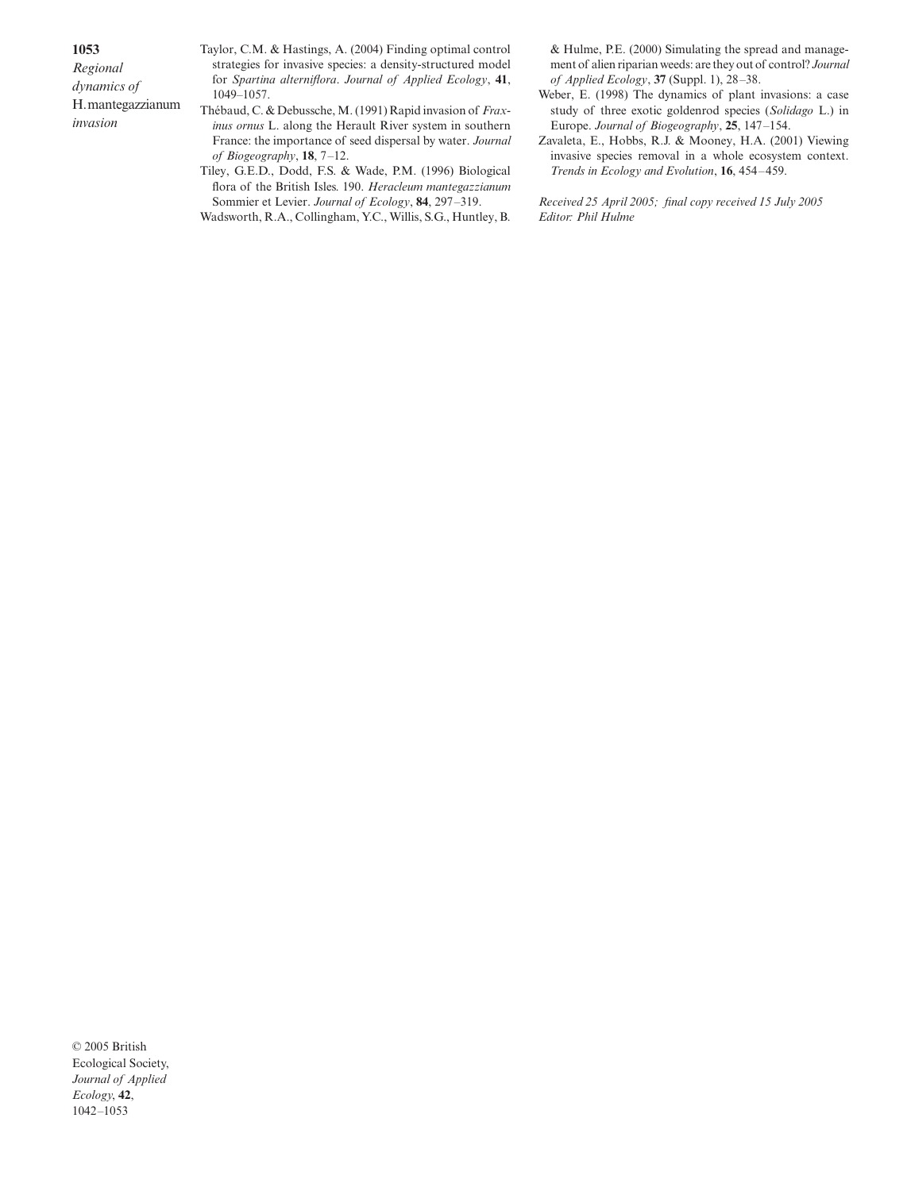Taylor, C.M. & Hastings, A. (2004) Finding optimal control strategies for invasive species: a density-structured model for *Spartina alterniflora*. *Journal of Applied Ecology*, **41**, 1049–1057.

Thébaud, C. & Debussche, M. (1991) Rapid invasion of *Fraxinus ornus* L. along the Herault River system in southern France: the importance of seed dispersal by water. *Journal of Biogeography*, **18**, 7–12.

Tiley, G.E.D., Dodd, F.S. & Wade, P.M. (1996) Biological flora of the British Isles. 190. *Heracleum mantegazzianum* Sommier et Levier. *Journal of Ecology*, **84**, 297–319.

Wadsworth, R.A., Collingham, Y.C., Willis, S.G., Huntley, B. & Hulme, P.E. (2000) Simulating the spread and management of alien riparian weeds: are they out of control? *Journal of Applied Ecology*, **37** (Suppl. 1), 28–38.

Weber, E. (1998) The dynamics of plant invasions: a case study of three exotic goldenrod species (*Solidago* L.) in Europe. *Journal of Biogeography*, **25**, 147–154.

Zavaleta, E., Hobbs, R.J. & Mooney, H.A. (2001) Viewing invasive species removal in a whole ecosystem context. *Trends in Ecology and Evolution*, **16**, 454–459.

*Received 25 April 2005; final copy received 15 July 2005*
*Editor: Phil Hulme*